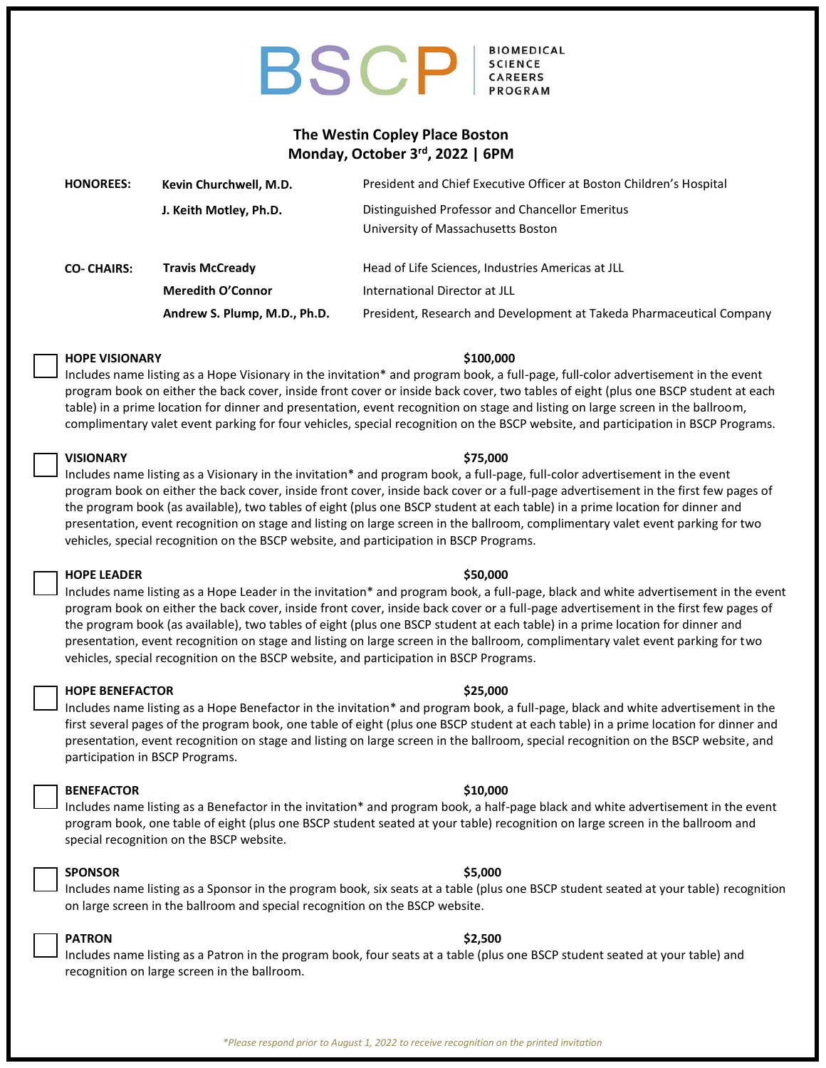# BSCP | BIOMEDICAL SCIENCE CAREERS PROGRAM

**The Westin Copley Place Boston**
**Monday, October 3rd, 2022 | 6PM**

| | | |
|---|---|---|
| **HONOREES:** | **Kevin Churchwell, M.D.** | President and Chief Executive Officer at Boston Children's Hospital |
| | **J. Keith Motley, Ph.D.** | Distinguished Professor and Chancellor Emeritus University of Massachusetts Boston |
| **CO- CHAIRS:** | **Travis McCready** | Head of Life Sciences, Industries Americas at JLL |
| | **Meredith O'Connor** | International Director at JLL |
| | **Andrew S. Plump, M.D., Ph.D.** | President, Research and Development at Takeda Pharmaceutical Company |

☐ **HOPE VISIONARY** **$100,000**
Includes name listing as a Hope Visionary in the invitation* and program book, a full-page, full-color advertisement in the event program book on either the back cover, inside front cover or inside back cover, two tables of eight (plus one BSCP student at each table) in a prime location for dinner and presentation, event recognition on stage and listing on large screen in the ballroom, complimentary valet event parking for four vehicles, special recognition on the BSCP website, and participation in BSCP Programs.

☐ **VISIONARY** **$75,000**
Includes name listing as a Visionary in the invitation* and program book, a full-page, full-color advertisement in the event program book on either the back cover, inside front cover, inside back cover or a full-page advertisement in the first few pages of the program book (as available), two tables of eight (plus one BSCP student at each table) in a prime location for dinner and presentation, event recognition on stage and listing on large screen in the ballroom, complimentary valet event parking for two vehicles, special recognition on the BSCP website, and participation in BSCP Programs.

☐ **HOPE LEADER** **$50,000**
Includes name listing as a Hope Leader in the invitation* and program book, a full-page, black and white advertisement in the event program book on either the back cover, inside front cover, inside back cover or a full-page advertisement in the first few pages of the program book (as available), two tables of eight (plus one BSCP student at each table) in a prime location for dinner and presentation, event recognition on stage and listing on large screen in the ballroom, complimentary valet event parking for two vehicles, special recognition on the BSCP website, and participation in BSCP Programs.

☐ **HOPE BENEFACTOR** **$25,000**
Includes name listing as a Hope Benefactor in the invitation* and program book, a full-page, black and white advertisement in the first several pages of the program book, one table of eight (plus one BSCP student at each table) in a prime location for dinner and presentation, event recognition on stage and listing on large screen in the ballroom, special recognition on the BSCP website, and participation in BSCP Programs.

☐ **BENEFACTOR** **$10,000**
Includes name listing as a Benefactor in the invitation* and program book, a half-page black and white advertisement in the event program book, one table of eight (plus one BSCP student seated at your table) recognition on large screen in the ballroom and special recognition on the BSCP website.

☐ **SPONSOR** **$5,000**
Includes name listing as a Sponsor in the program book, six seats at a table (plus one BSCP student seated at your table) recognition on large screen in the ballroom and special recognition on the BSCP website.

☐ **PATRON** **$2,500**
Includes name listing as a Patron in the program book, four seats at a table (plus one BSCP student seated at your table) and recognition on large screen in the ballroom.

*\*Please respond prior to August 1, 2022 to receive recognition on the printed invitation*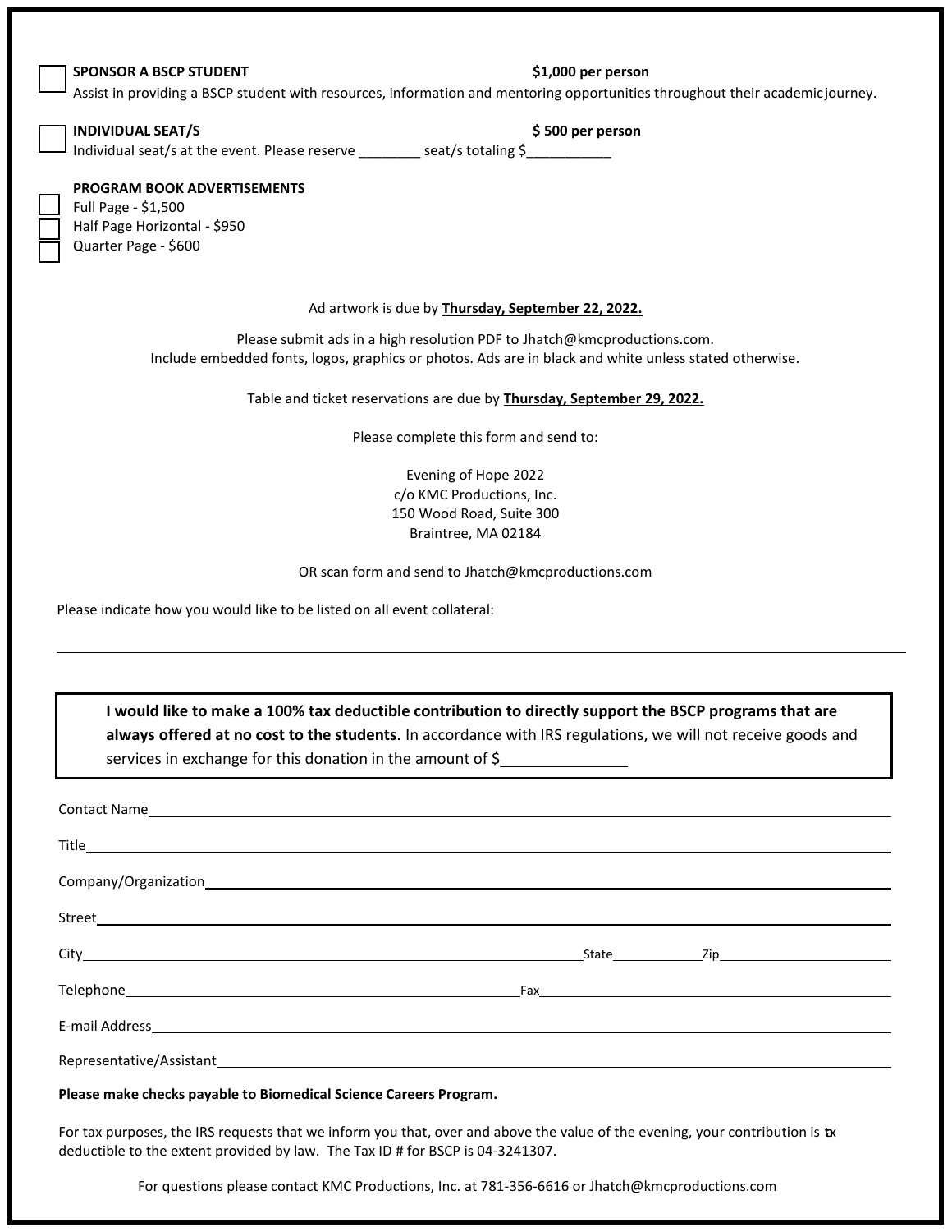☐ **SPONSOR A BSCP STUDENT** **$1,000 per person**

Assist in providing a BSCP student with resources, information and mentoring opportunities throughout their academic journey.

☐ **INDIVIDUAL SEAT/S** **$ 500 per person**

Individual seat/s at the event. Please reserve ________ seat/s totaling $___________

**PROGRAM BOOK ADVERTISEMENTS**

☐ Full Page - $1,500

☐ Half Page Horizontal - $950

☐ Quarter Page - $600

Ad artwork is due by **Thursday, September 22, 2022.**

Please submit ads in a high resolution PDF to Jhatch@kmcproductions.com.
Include embedded fonts, logos, graphics or photos. Ads are in black and white unless stated otherwise.

Table and ticket reservations are due by **Thursday, September 29, 2022.**

Please complete this form and send to:

Evening of Hope 2022
c/o KMC Productions, Inc.
150 Wood Road, Suite 300
Braintree, MA 02184

OR scan form and send to Jhatch@kmcproductions.com

Please indicate how you would like to be listed on all event collateral:

_______________________________________________

**I would like to make a 100% tax deductible contribution to directly support the BSCP programs that are always offered at no cost to the students.** In accordance with IRS regulations, we will not receive goods and services in exchange for this donation in the amount of $______________

Contact Name_______________________________________________

Title_______________________________________________

Company/Organization_______________________________________________

Street_______________________________________________

City_______________________________ State__________ Zip__________________

Telephone_______________________________ Fax_______________________________

E-mail Address_______________________________________________

Representative/Assistant_______________________________________________

**Please make checks payable to Biomedical Science Careers Program.**

For tax purposes, the IRS requests that we inform you that, over and above the value of the evening, your contribution is tax deductible to the extent provided by law. The Tax ID # for BSCP is 04-3241307.

For questions please contact KMC Productions, Inc. at 781-356-6616 or Jhatch@kmcproductions.com